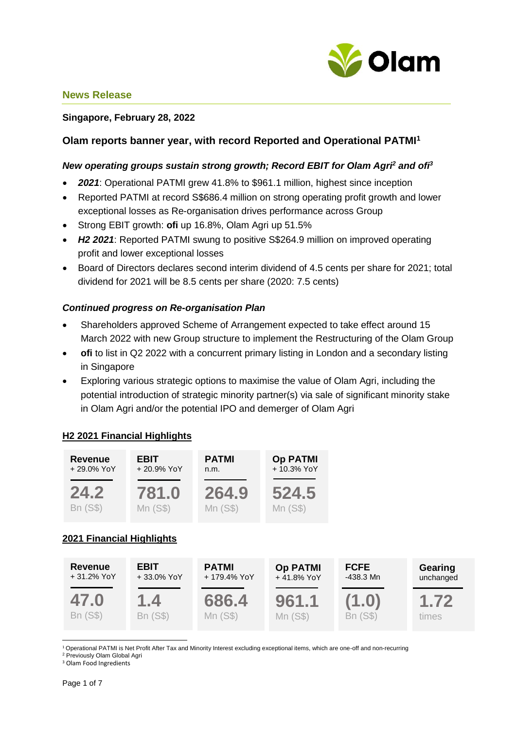## News Release

**Singapore, February 28, 2022**

### Olam reports banner year, with record Reported and Operational PATMI[1]

#### *New operating groups sustain strong growth; Record EBIT for Olam Agri[2] and ofi[3]*

- ***2021***: Operational PATMI grew 41.8% to $961.1 million, highest since inception
- Reported PATMI at record S$686.4 million on strong operating profit growth and lower exceptional losses as Re-organisation drives performance across Group
- Strong EBIT growth: **ofi** up 16.8%, Olam Agri up 51.5%
- ***H2 2021***: Reported PATMI swung to positive S$264.9 million on improved operating profit and lower exceptional losses
- Board of Directors declares second interim dividend of 4.5 cents per share for 2021; total dividend for 2021 will be 8.5 cents per share (2020: 7.5 cents)

#### *Continued progress on Re-organisation Plan*

- Shareholders approved Scheme of Arrangement expected to take effect around 15 March 2022 with new Group structure to implement the Restructuring of the Olam Group
- **ofi** to list in Q2 2022 with a concurrent primary listing in London and a secondary listing in Singapore
- Exploring various strategic options to maximise the value of Olam Agri, including the potential introduction of strategic minority partner(s) via sale of significant minority stake in Olam Agri and/or the potential IPO and demerger of Olam Agri

**H2 2021 Financial Highlights**

| Revenue | EBIT | PATMI | Op PATMI |
|---|---|---|---|
| + 29.0% YoY | + 20.9% YoY | n.m. | + 10.3% YoY |
| 24.2 Bn (S$) | 781.0 Mn (S$) | 264.9 Mn (S$) | 524.5 Mn (S$) |

**2021 Financial Highlights**

| Revenue | EBIT | PATMI | Op PATMI | FCFE | Gearing |
|---|---|---|---|---|---|
| + 31.2% YoY | + 33.0% YoY | + 179.4% YoY | + 41.8% YoY | -438.3 Mn | unchanged |
| 47.0 Bn (S$) | 1.4 Bn (S$) | 686.4 Mn (S$) | 961.1 Mn (S$) | (1.0) Bn (S$) | 1.72 times |

[1] Operational PATMI is Net Profit After Tax and Minority Interest excluding exceptional items, which are one-off and non-recurring
[2] Previously Olam Global Agri
[3] Olam Food Ingredients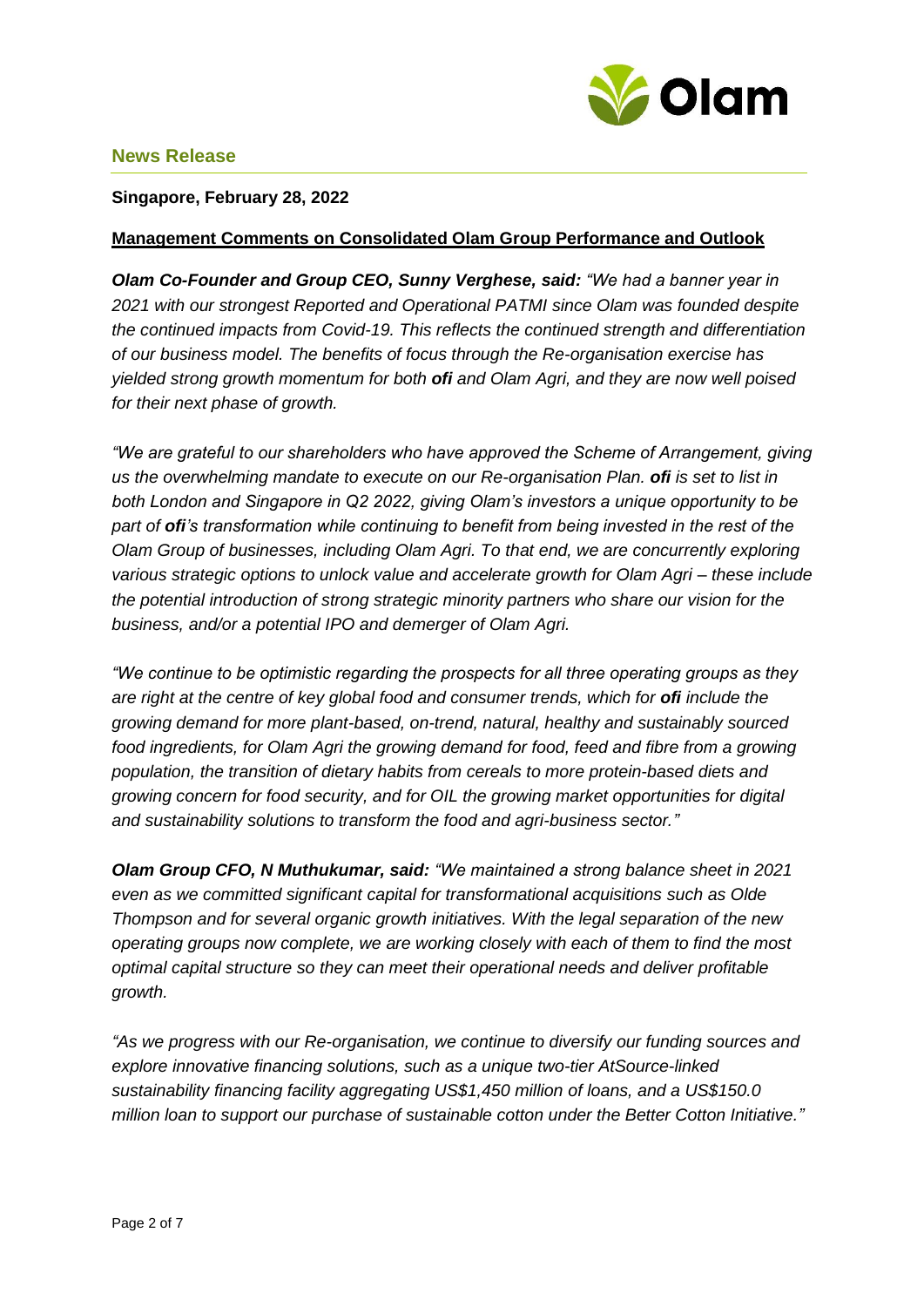## News Release

**Singapore, February 28, 2022**

**Management Comments on Consolidated Olam Group Performance and Outlook**

***Olam Co-Founder and Group CEO, Sunny Verghese, said:*** *"We had a banner year in 2021 with our strongest Reported and Operational PATMI since Olam was founded despite the continued impacts from Covid-19. This reflects the continued strength and differentiation of our business model. The benefits of focus through the Re-organisation exercise has yielded strong growth momentum for both **ofi** and Olam Agri, and they are now well poised for their next phase of growth.*

*"We are grateful to our shareholders who have approved the Scheme of Arrangement, giving us the overwhelming mandate to execute on our Re-organisation Plan. **ofi** is set to list in both London and Singapore in Q2 2022, giving Olam's investors a unique opportunity to be part of **ofi**'s transformation while continuing to benefit from being invested in the rest of the Olam Group of businesses, including Olam Agri. To that end, we are concurrently exploring various strategic options to unlock value and accelerate growth for Olam Agri – these include the potential introduction of strong strategic minority partners who share our vision for the business, and/or a potential IPO and demerger of Olam Agri.*

*"We continue to be optimistic regarding the prospects for all three operating groups as they are right at the centre of key global food and consumer trends, which for **ofi** include the growing demand for more plant-based, on-trend, natural, healthy and sustainably sourced food ingredients, for Olam Agri the growing demand for food, feed and fibre from a growing population, the transition of dietary habits from cereals to more protein-based diets and growing concern for food security, and for OIL the growing market opportunities for digital and sustainability solutions to transform the food and agri-business sector."*

***Olam Group CFO, N Muthukumar, said:*** *"We maintained a strong balance sheet in 2021 even as we committed significant capital for transformational acquisitions such as Olde Thompson and for several organic growth initiatives. With the legal separation of the new operating groups now complete, we are working closely with each of them to find the most optimal capital structure so they can meet their operational needs and deliver profitable growth.*

*"As we progress with our Re-organisation, we continue to diversify our funding sources and explore innovative financing solutions, such as a unique two-tier AtSource-linked sustainability financing facility aggregating US$1,450 million of loans, and a US$150.0 million loan to support our purchase of sustainable cotton under the Better Cotton Initiative."*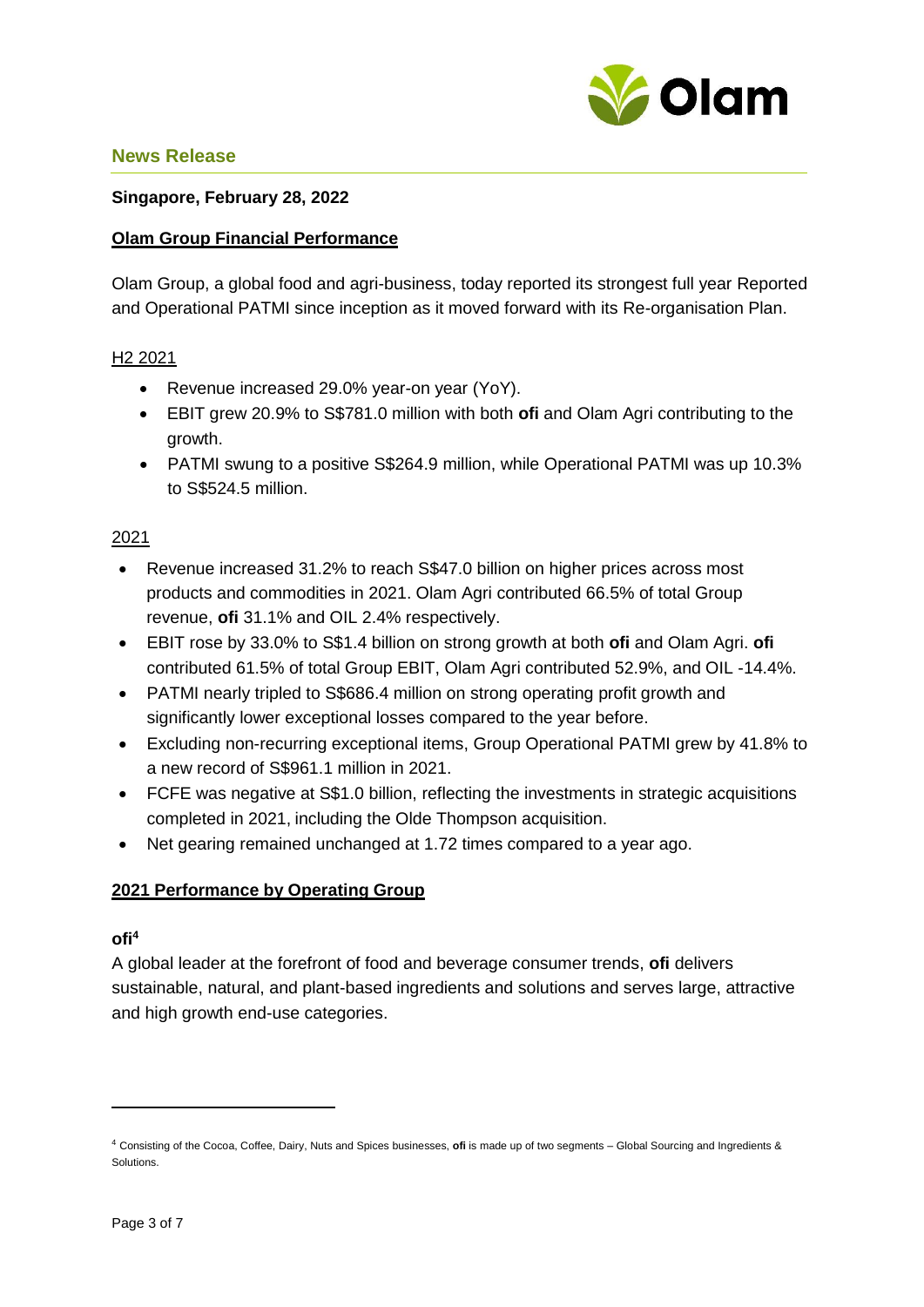## News Release

**Singapore, February 28, 2022**

**Olam Group Financial Performance**

Olam Group, a global food and agri-business, today reported its strongest full year Reported and Operational PATMI since inception as it moved forward with its Re-organisation Plan.

H2 2021

- Revenue increased 29.0% year-on year (YoY).
- EBIT grew 20.9% to S$781.0 million with both **ofi** and Olam Agri contributing to the growth.
- PATMI swung to a positive S$264.9 million, while Operational PATMI was up 10.3% to S$524.5 million.

2021

- Revenue increased 31.2% to reach S$47.0 billion on higher prices across most products and commodities in 2021. Olam Agri contributed 66.5% of total Group revenue, **ofi** 31.1% and OIL 2.4% respectively.
- EBIT rose by 33.0% to S$1.4 billion on strong growth at both **ofi** and Olam Agri. **ofi** contributed 61.5% of total Group EBIT, Olam Agri contributed 52.9%, and OIL -14.4%.
- PATMI nearly tripled to S$686.4 million on strong operating profit growth and significantly lower exceptional losses compared to the year before.
- Excluding non-recurring exceptional items, Group Operational PATMI grew by 41.8% to a new record of S$961.1 million in 2021.
- FCFE was negative at S$1.0 billion, reflecting the investments in strategic acquisitions completed in 2021, including the Olde Thompson acquisition.
- Net gearing remained unchanged at 1.72 times compared to a year ago.

**2021 Performance by Operating Group**

**ofi**[4]

A global leader at the forefront of food and beverage consumer trends, **ofi** delivers sustainable, natural, and plant-based ingredients and solutions and serves large, attractive and high growth end-use categories.

[4] Consisting of the Cocoa, Coffee, Dairy, Nuts and Spices businesses, **ofi** is made up of two segments – Global Sourcing and Ingredients & Solutions.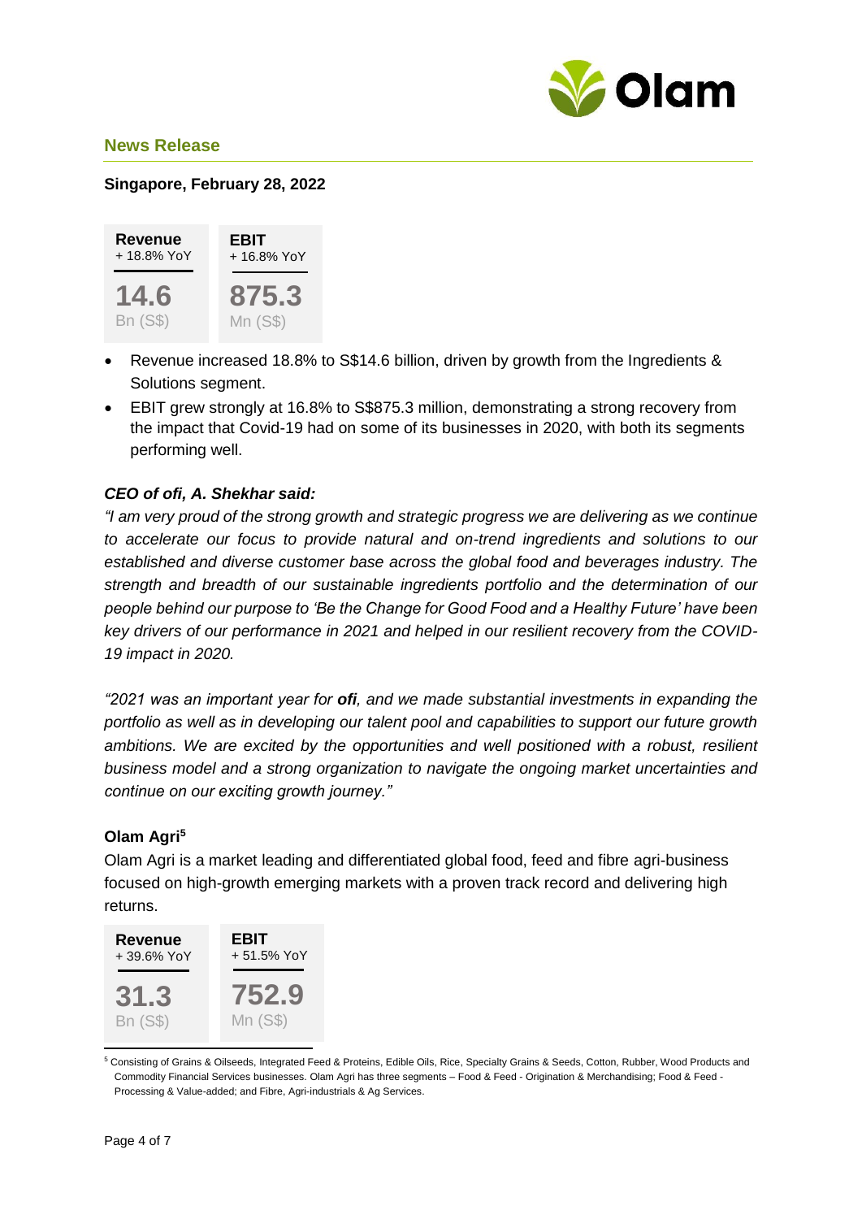## News Release

**Singapore, February 28, 2022**

| Revenue + 18.8% YoY | EBIT + 16.8% YoY |
|---|---|
| 14.6 Bn (S$) | 875.3 Mn (S$) |

- Revenue increased 18.8% to S$14.6 billion, driven by growth from the Ingredients & Solutions segment.
- EBIT grew strongly at 16.8% to S$875.3 million, demonstrating a strong recovery from the impact that Covid-19 had on some of its businesses in 2020, with both its segments performing well.

***CEO of ofi, A. Shekhar said:***

*"I am very proud of the strong growth and strategic progress we are delivering as we continue to accelerate our focus to provide natural and on-trend ingredients and solutions to our established and diverse customer base across the global food and beverages industry. The strength and breadth of our sustainable ingredients portfolio and the determination of our people behind our purpose to 'Be the Change for Good Food and a Healthy Future' have been key drivers of our performance in 2021 and helped in our resilient recovery from the COVID-19 impact in 2020.*

*"2021 was an important year for **ofi**, and we made substantial investments in expanding the portfolio as well as in developing our talent pool and capabilities to support our future growth ambitions. We are excited by the opportunities and well positioned with a robust, resilient business model and a strong organization to navigate the ongoing market uncertainties and continue on our exciting growth journey."*

**Olam Agri**[5]

Olam Agri is a market leading and differentiated global food, feed and fibre agri-business focused on high-growth emerging markets with a proven track record and delivering high returns.

| Revenue + 39.6% YoY | EBIT + 51.5% YoY |
|---|---|
| 31.3 Bn (S$) | 752.9 Mn (S$) |

[5] Consisting of Grains & Oilseeds, Integrated Feed & Proteins, Edible Oils, Rice, Specialty Grains & Seeds, Cotton, Rubber, Wood Products and Commodity Financial Services businesses. Olam Agri has three segments – Food & Feed - Origination & Merchandising; Food & Feed - Processing & Value-added; and Fibre, Agri-industrials & Ag Services.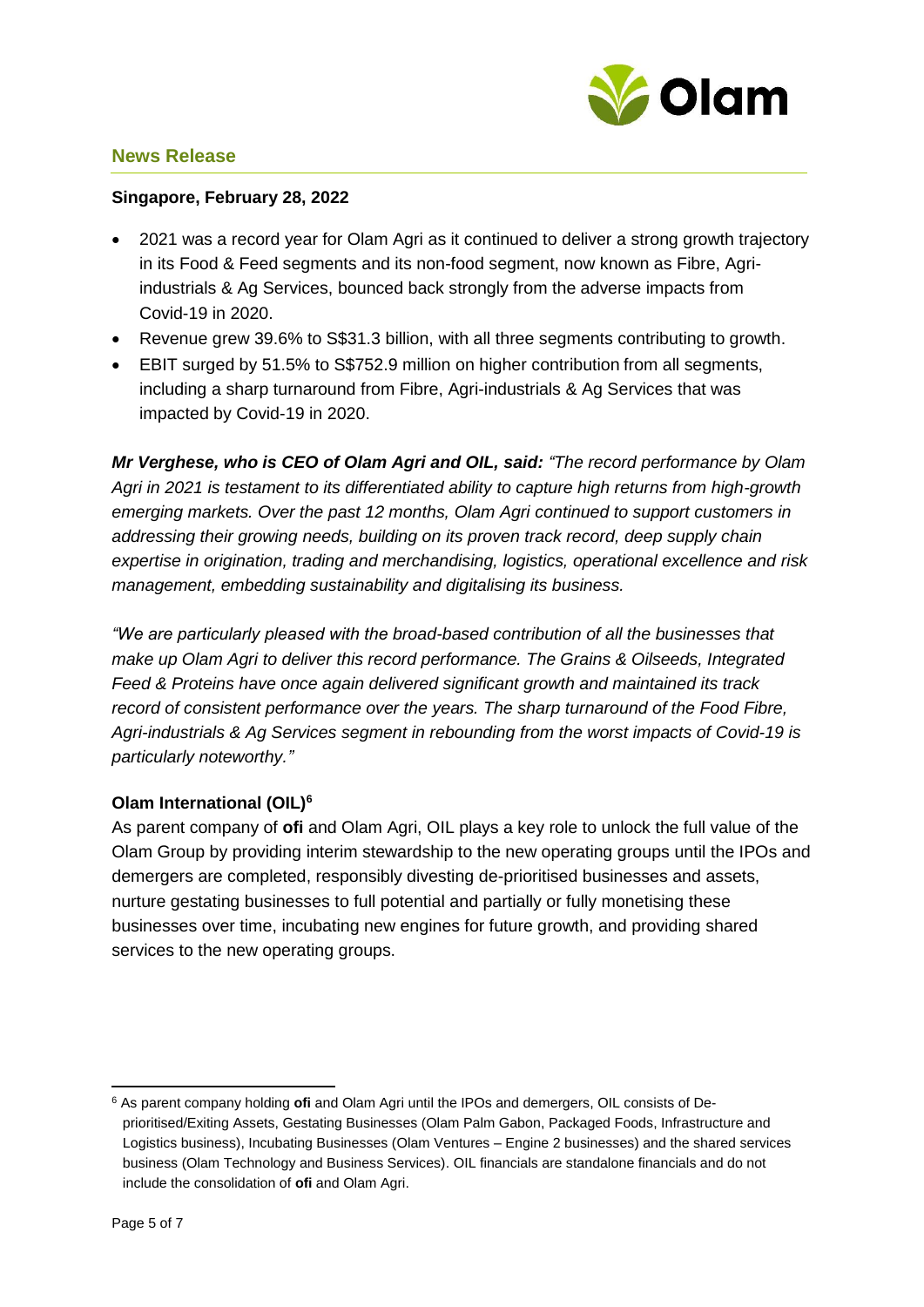**News Release**

**Singapore, February 28, 2022**

- 2021 was a record year for Olam Agri as it continued to deliver a strong growth trajectory in its Food & Feed segments and its non-food segment, now known as Fibre, Agri-industrials & Ag Services, bounced back strongly from the adverse impacts from Covid-19 in 2020.
- Revenue grew 39.6% to S$31.3 billion, with all three segments contributing to growth.
- EBIT surged by 51.5% to S$752.9 million on higher contribution from all segments, including a sharp turnaround from Fibre, Agri-industrials & Ag Services that was impacted by Covid-19 in 2020.

***Mr Verghese, who is CEO of Olam Agri and OIL, said:*** *"The record performance by Olam Agri in 2021 is testament to its differentiated ability to capture high returns from high-growth emerging markets. Over the past 12 months, Olam Agri continued to support customers in addressing their growing needs, building on its proven track record, deep supply chain expertise in origination, trading and merchandising, logistics, operational excellence and risk management, embedding sustainability and digitalising its business.*

*"We are particularly pleased with the broad-based contribution of all the businesses that make up Olam Agri to deliver this record performance. The Grains & Oilseeds, Integrated Feed & Proteins have once again delivered significant growth and maintained its track record of consistent performance over the years. The sharp turnaround of the Food Fibre, Agri-industrials & Ag Services segment in rebounding from the worst impacts of Covid-19 is particularly noteworthy."*

**Olam International (OIL)[6]**

As parent company of **ofi** and Olam Agri, OIL plays a key role to unlock the full value of the Olam Group by providing interim stewardship to the new operating groups until the IPOs and demergers are completed, responsibly divesting de-prioritised businesses and assets, nurture gestating businesses to full potential and partially or fully monetising these businesses over time, incubating new engines for future growth, and providing shared services to the new operating groups.

[6] As parent company holding **ofi** and Olam Agri until the IPOs and demergers, OIL consists of De-prioritised/Exiting Assets, Gestating Businesses (Olam Palm Gabon, Packaged Foods, Infrastructure and Logistics business), Incubating Businesses (Olam Ventures – Engine 2 businesses) and the shared services business (Olam Technology and Business Services). OIL financials are standalone financials and do not include the consolidation of **ofi** and Olam Agri.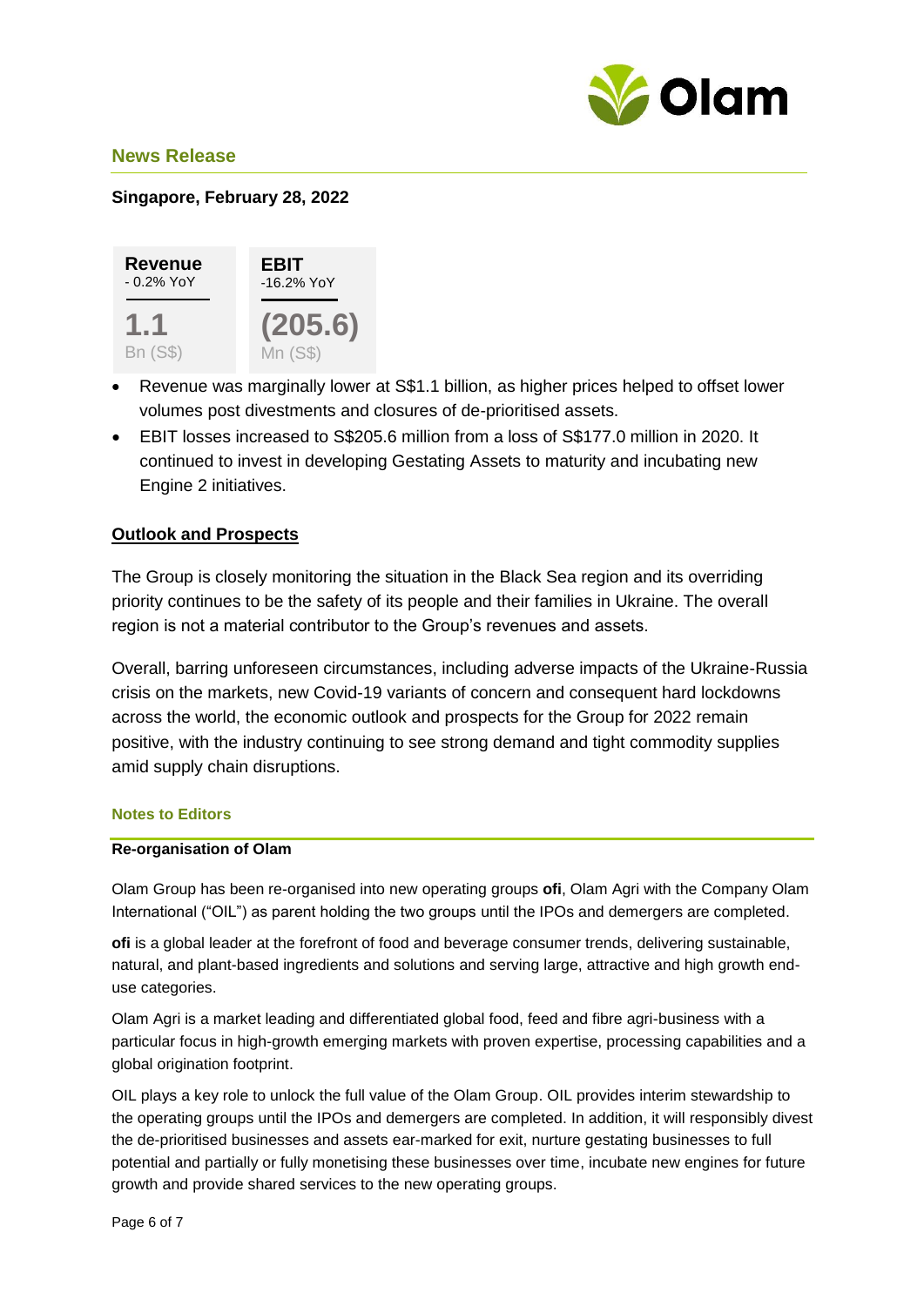## News Release

**Singapore, February 28, 2022**

| Revenue - 0.2% YoY | EBIT -16.2% YoY |
| --- | --- |
| 1.1 Bn (S$) | (205.6) Mn (S$) |

- Revenue was marginally lower at S$1.1 billion, as higher prices helped to offset lower volumes post divestments and closures of de-prioritised assets.
- EBIT losses increased to S$205.6 million from a loss of S$177.0 million in 2020. It continued to invest in developing Gestating Assets to maturity and incubating new Engine 2 initiatives.

### Outlook and Prospects

The Group is closely monitoring the situation in the Black Sea region and its overriding priority continues to be the safety of its people and their families in Ukraine. The overall region is not a material contributor to the Group's revenues and assets.

Overall, barring unforeseen circumstances, including adverse impacts of the Ukraine-Russia crisis on the markets, new Covid-19 variants of concern and consequent hard lockdowns across the world, the economic outlook and prospects for the Group for 2022 remain positive, with the industry continuing to see strong demand and tight commodity supplies amid supply chain disruptions.

#### Notes to Editors

**Re-organisation of Olam**

Olam Group has been re-organised into new operating groups **ofi**, Olam Agri with the Company Olam International ("OIL") as parent holding the two groups until the IPOs and demergers are completed.

**ofi** is a global leader at the forefront of food and beverage consumer trends, delivering sustainable, natural, and plant-based ingredients and solutions and serving large, attractive and high growth end-use categories.

Olam Agri is a market leading and differentiated global food, feed and fibre agri-business with a particular focus in high-growth emerging markets with proven expertise, processing capabilities and a global origination footprint.

OIL plays a key role to unlock the full value of the Olam Group. OIL provides interim stewardship to the operating groups until the IPOs and demergers are completed. In addition, it will responsibly divest the de-prioritised businesses and assets ear-marked for exit, nurture gestating businesses to full potential and partially or fully monetising these businesses over time, incubate new engines for future growth and provide shared services to the new operating groups.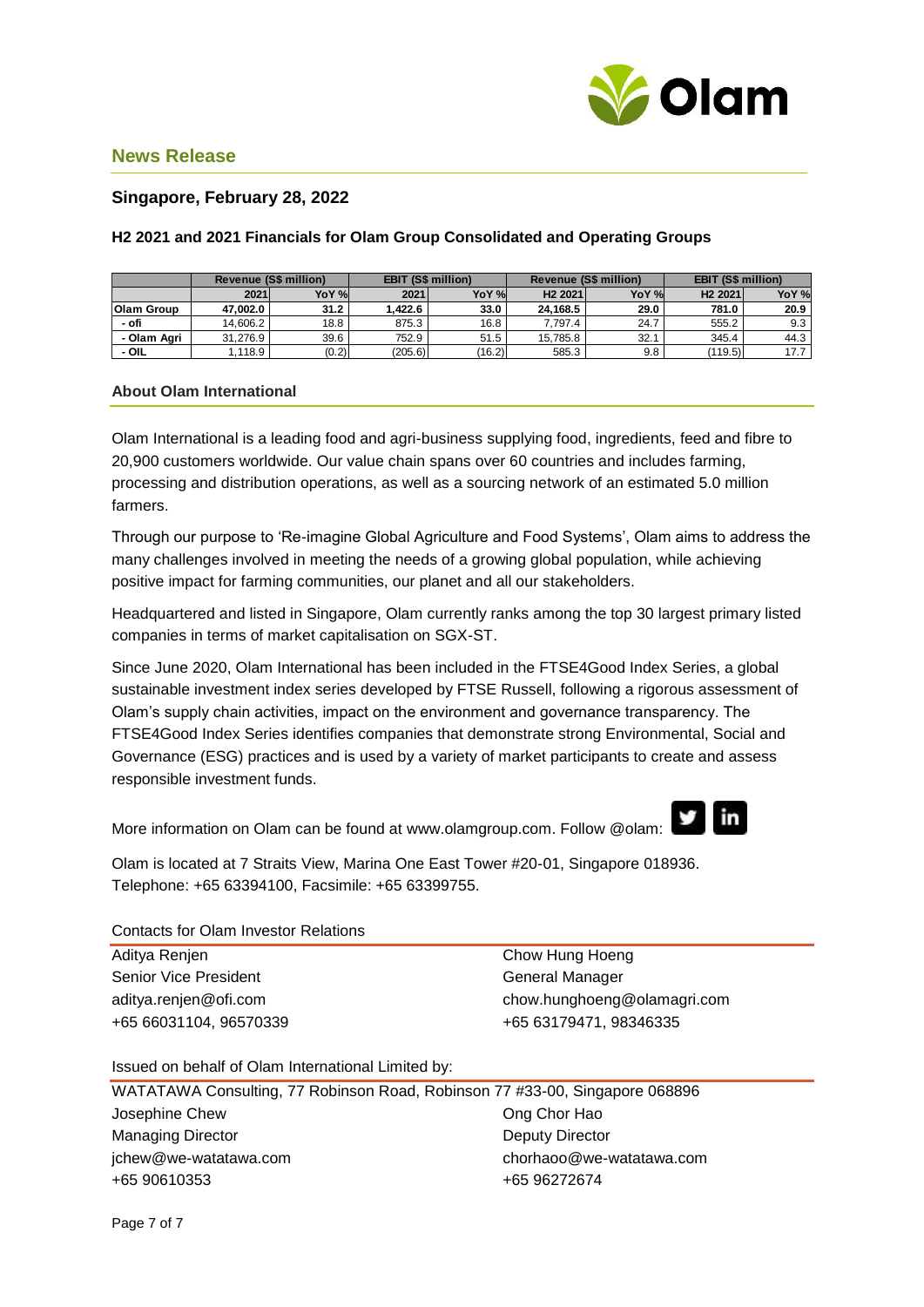## News Release

### Singapore, February 28, 2022

#### H2 2021 and 2021 Financials for Olam Group Consolidated and Operating Groups

| | Revenue (S$ million) | | EBIT (S$ million) | | Revenue (S$ million) | | EBIT (S$ million) | |
|---|---|---|---|---|---|---|---|---|
| | 2021 | YoY % | 2021 | YoY % | H2 2021 | YoY % | H2 2021 | YoY % |
| **Olam Group** | **47,002.0** | **31.2** | **1,422.6** | **33.0** | **24,168.5** | **29.0** | **781.0** | **20.9** |
| - ofi | 14,606.2 | 18.8 | 875.3 | 16.8 | 7,797.4 | 24.7 | 555.2 | 9.3 |
| - Olam Agri | 31,276.9 | 39.6 | 752.9 | 51.5 | 15,785.8 | 32.1 | 345.4 | 44.3 |
| - OIL | 1,118.9 | (0.2) | (205.6) | (16.2) | 585.3 | 9.8 | (119.5) | 17.7 |

#### About Olam International

Olam International is a leading food and agri-business supplying food, ingredients, feed and fibre to 20,900 customers worldwide. Our value chain spans over 60 countries and includes farming, processing and distribution operations, as well as a sourcing network of an estimated 5.0 million farmers.

Through our purpose to 'Re-imagine Global Agriculture and Food Systems', Olam aims to address the many challenges involved in meeting the needs of a growing global population, while achieving positive impact for farming communities, our planet and all our stakeholders.

Headquartered and listed in Singapore, Olam currently ranks among the top 30 largest primary listed companies in terms of market capitalisation on SGX-ST.

Since June 2020, Olam International has been included in the FTSE4Good Index Series, a global sustainable investment index series developed by FTSE Russell, following a rigorous assessment of Olam's supply chain activities, impact on the environment and governance transparency. The FTSE4Good Index Series identifies companies that demonstrate strong Environmental, Social and Governance (ESG) practices and is used by a variety of market participants to create and assess responsible investment funds.

More information on Olam can be found at www.olamgroup.com. Follow @olam:

Olam is located at 7 Straits View, Marina One East Tower #20-01, Singapore 018936.
Telephone: +65 63394100, Facsimile: +65 63399755.

Contacts for Olam Investor Relations

| | |
|---|---|
| Aditya Renjen | Chow Hung Hoeng |
| Senior Vice President | General Manager |
| aditya.renjen@ofi.com | chow.hunghoeng@olamagri.com |
| +65 66031104, 96570339 | +65 63179471, 98346335 |

Issued on behalf of Olam International Limited by:

WATATAWA Consulting, 77 Robinson Road, Robinson 77 #33-00, Singapore 068896

| | |
|---|---|
| Josephine Chew | Ong Chor Hao |
| Managing Director | Deputy Director |
| jchew@we-watatawa.com | chorhaoo@we-watatawa.com |
| +65 90610353 | +65 96272674 |